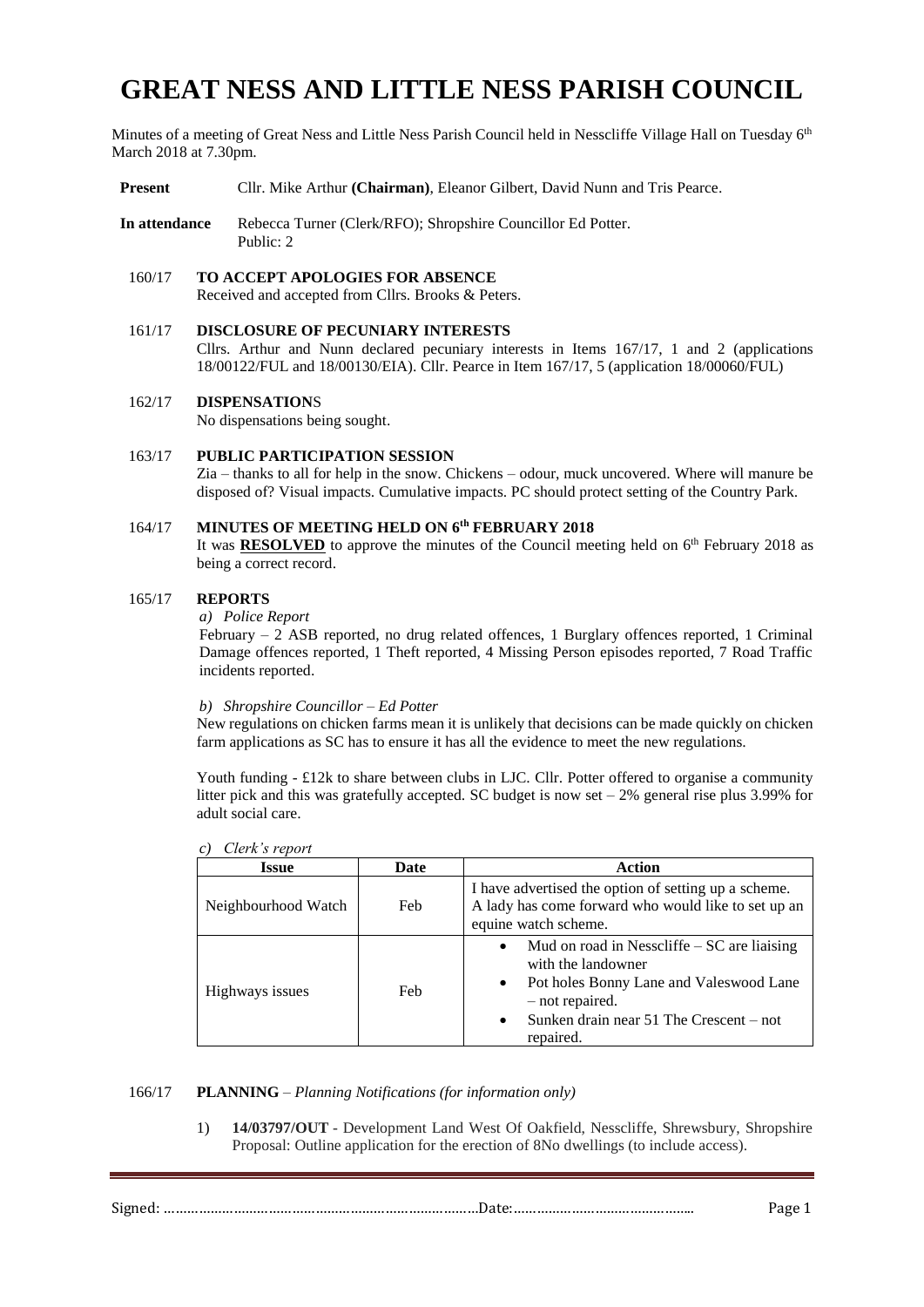# GREAT NESS AND LITTLE NESS PARISH COUNCIL

Minutes of a meeting of Great Ness and Little Ness Parish Council held in Nesscliffe Village Hall on Tuesday 6th March 2018 at 7.30pm.

**Present** Cllr. Mike Arthur **(Chairman)**, Eleanor Gilbert, David Nunn and Tris Pearce.

**In attendance** Rebecca Turner (Clerk/RFO); Shropshire Councillor Ed Potter.
Public: 2

160/17 **TO ACCEPT APOLOGIES FOR ABSENCE**
Received and accepted from Cllrs. Brooks & Peters.

161/17 **DISCLOSURE OF PECUNIARY INTERESTS**
Cllrs. Arthur and Nunn declared pecuniary interests in Items 167/17, 1 and 2 (applications 18/00122/FUL and 18/00130/EIA). Cllr. Pearce in Item 167/17, 5 (application 18/00060/FUL)

162/17 **DISPENSATIONS**
No dispensations being sought.

163/17 **PUBLIC PARTICIPATION SESSION**
Zia – thanks to all for help in the snow. Chickens – odour, muck uncovered. Where will manure be disposed of? Visual impacts. Cumulative impacts. PC should protect setting of the Country Park.

164/17 **MINUTES OF MEETING HELD ON 6th FEBRUARY 2018**
It was **RESOLVED** to approve the minutes of the Council meeting held on 6th February 2018 as being a correct record.

165/17 **REPORTS**

*a) Police Report*

February – 2 ASB reported, no drug related offences, 1 Burglary offences reported, 1 Criminal Damage offences reported, 1 Theft reported, 4 Missing Person episodes reported, 7 Road Traffic incidents reported.

*b) Shropshire Councillor – Ed Potter*

New regulations on chicken farms mean it is unlikely that decisions can be made quickly on chicken farm applications as SC has to ensure it has all the evidence to meet the new regulations.

Youth funding - £12k to share between clubs in LJC. Cllr. Potter offered to organise a community litter pick and this was gratefully accepted. SC budget is now set – 2% general rise plus 3.99% for adult social care.

*c) Clerk's report*

| Issue | Date | Action |
|---|---|---|
| Neighbourhood Watch | Feb | I have advertised the option of setting up a scheme. A lady has come forward who would like to set up an equine watch scheme. |
| Highways issues | Feb | • Mud on road in Nesscliffe – SC are liaising with the landowner<br>• Pot holes Bonny Lane and Valeswood Lane – not repaired.<br>• Sunken drain near 51 The Crescent – not repaired. |

166/17 **PLANNING** – *Planning Notifications (for information only)*

1) **14/03797/OUT** - Development Land West Of Oakfield, Nesscliffe, Shrewsbury, Shropshire
Proposal: Outline application for the erection of 8No dwellings (to include access).

Signed: ……………………………………………………………………Date:………………………………………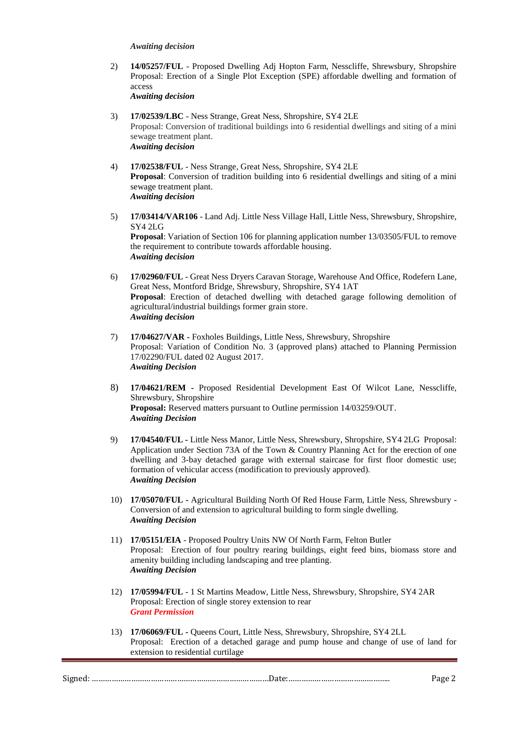*Awaiting decision*

2) **14/05257/FUL** - Proposed Dwelling Adj Hopton Farm, Nesscliffe, Shrewsbury, Shropshire
   Proposal: Erection of a Single Plot Exception (SPE) affordable dwelling and formation of access
   ***Awaiting decision***

3) **17/02539/LBC** - Ness Strange, Great Ness, Shropshire, SY4 2LE
   Proposal: Conversion of traditional buildings into 6 residential dwellings and siting of a mini sewage treatment plant.
   ***Awaiting decision***

4) **17/02538/FUL** - Ness Strange, Great Ness, Shropshire, SY4 2LE
   **Proposal**: Conversion of tradition building into 6 residential dwellings and siting of a mini sewage treatment plant.
   ***Awaiting decision***

5) **17/03414/VAR106** - Land Adj. Little Ness Village Hall, Little Ness, Shrewsbury, Shropshire, SY4 2LG
   **Proposal**: Variation of Section 106 for planning application number 13/03505/FUL to remove the requirement to contribute towards affordable housing.
   ***Awaiting decision***

6) **17/02960/FUL** - Great Ness Dryers Caravan Storage, Warehouse And Office, Rodefern Lane, Great Ness, Montford Bridge, Shrewsbury, Shropshire, SY4 1AT
   **Proposal**: Erection of detached dwelling with detached garage following demolition of agricultural/industrial buildings former grain store.
   ***Awaiting decision***

7) **17/04627/VAR -** Foxholes Buildings, Little Ness, Shrewsbury, Shropshire
   Proposal: Variation of Condition No. 3 (approved plans) attached to Planning Permission 17/02290/FUL dated 02 August 2017.
   ***Awaiting Decision***

8) **17/04621/REM** - Proposed Residential Development East Of Wilcot Lane, Nesscliffe, Shrewsbury, Shropshire
   **Proposal:** Reserved matters pursuant to Outline permission 14/03259/OUT.
   ***Awaiting Decision***

9) **17/04540/FUL -** Little Ness Manor, Little Ness, Shrewsbury, Shropshire, SY4 2LG Proposal: Application under Section 73A of the Town & Country Planning Act for the erection of one dwelling and 3-bay detached garage with external staircase for first floor domestic use; formation of vehicular access (modification to previously approved).
   ***Awaiting Decision***

10) **17/05070/FUL -** Agricultural Building North Of Red House Farm, Little Ness, Shrewsbury - Conversion of and extension to agricultural building to form single dwelling.
    ***Awaiting Decision***

11) **17/05151/EIA** - Proposed Poultry Units NW Of North Farm, Felton Butler
    Proposal: Erection of four poultry rearing buildings, eight feed bins, biomass store and amenity building including landscaping and tree planting.
    ***Awaiting Decision***

12) **17/05994/FUL** - 1 St Martins Meadow, Little Ness, Shrewsbury, Shropshire, SY4 2AR
    Proposal: Erection of single storey extension to rear
    ***Grant Permission***

13) **17/06069/FUL -** Queens Court, Little Ness, Shrewsbury, Shropshire, SY4 2LL
    Proposal: Erection of a detached garage and pump house and change of use of land for extension to residential curtilage

Signed: ……………………………………………………………………Date:………………………………………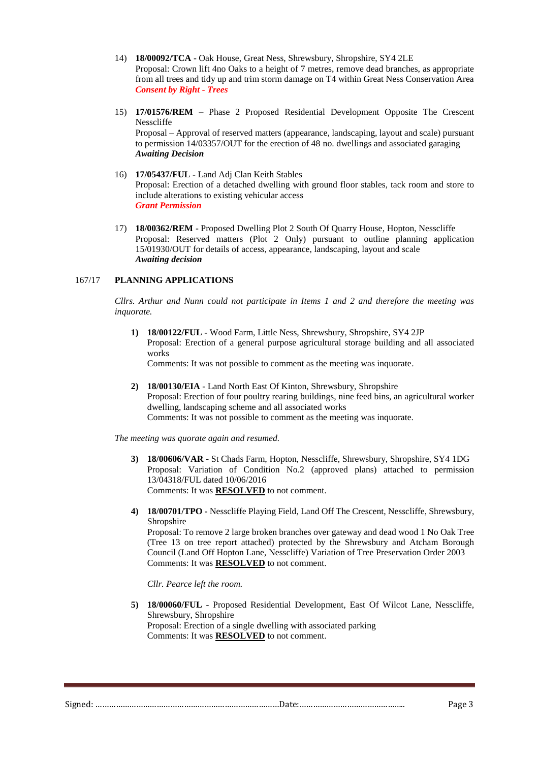14) **18/00092/TCA** - Oak House, Great Ness, Shrewsbury, Shropshire, SY4 2LE
Proposal: Crown lift 4no Oaks to a height of 7 metres, remove dead branches, as appropriate from all trees and tidy up and trim storm damage on T4 within Great Ness Conservation Area
***Consent by Right - Trees***

15) **17/01576/REM** – Phase 2 Proposed Residential Development Opposite The Crescent Nesscliffe
Proposal – Approval of reserved matters (appearance, landscaping, layout and scale) pursuant to permission 14/03357/OUT for the erection of 48 no. dwellings and associated garaging
***Awaiting Decision***

16) **17/05437/FUL -** Land Adj Clan Keith Stables
Proposal: Erection of a detached dwelling with ground floor stables, tack room and store to include alterations to existing vehicular access
***Grant Permission***

17) **18/00362/REM -** Proposed Dwelling Plot 2 South Of Quarry House, Hopton, Nesscliffe
Proposal: Reserved matters (Plot 2 Only) pursuant to outline planning application 15/01930/OUT for details of access, appearance, landscaping, layout and scale
***Awaiting decision***

167/17 **PLANNING APPLICATIONS**

*Cllrs. Arthur and Nunn could not participate in Items 1 and 2 and therefore the meeting was inquorate.*

**1) 18/00122/FUL -** Wood Farm, Little Ness, Shrewsbury, Shropshire, SY4 2JP
Proposal: Erection of a general purpose agricultural storage building and all associated works
Comments: It was not possible to comment as the meeting was inquorate.

**2) 18/00130/EIA** - Land North East Of Kinton, Shrewsbury, Shropshire
Proposal: Erection of four poultry rearing buildings, nine feed bins, an agricultural worker dwelling, landscaping scheme and all associated works
Comments: It was not possible to comment as the meeting was inquorate.

*The meeting was quorate again and resumed.*

**3) 18/00606/VAR -** St Chads Farm, Hopton, Nesscliffe, Shrewsbury, Shropshire, SY4 1DG
Proposal: Variation of Condition No.2 (approved plans) attached to permission 13/04318/FUL dated 10/06/2016
Comments: It was **RESOLVED** to not comment.

**4) 18/00701/TPO -** Nesscliffe Playing Field, Land Off The Crescent, Nesscliffe, Shrewsbury, Shropshire
Proposal: To remove 2 large broken branches over gateway and dead wood 1 No Oak Tree (Tree 13 on tree report attached) protected by the Shrewsbury and Atcham Borough Council (Land Off Hopton Lane, Nesscliffe) Variation of Tree Preservation Order 2003
Comments: It was **RESOLVED** to not comment.

*Cllr. Pearce left the room.*

**5) 18/00060/FUL** - Proposed Residential Development, East Of Wilcot Lane, Nesscliffe, Shrewsbury, Shropshire
Proposal: Erection of a single dwelling with associated parking
Comments: It was **RESOLVED** to not comment.

Signed: ……………………………………………………………………Date:…………………………………….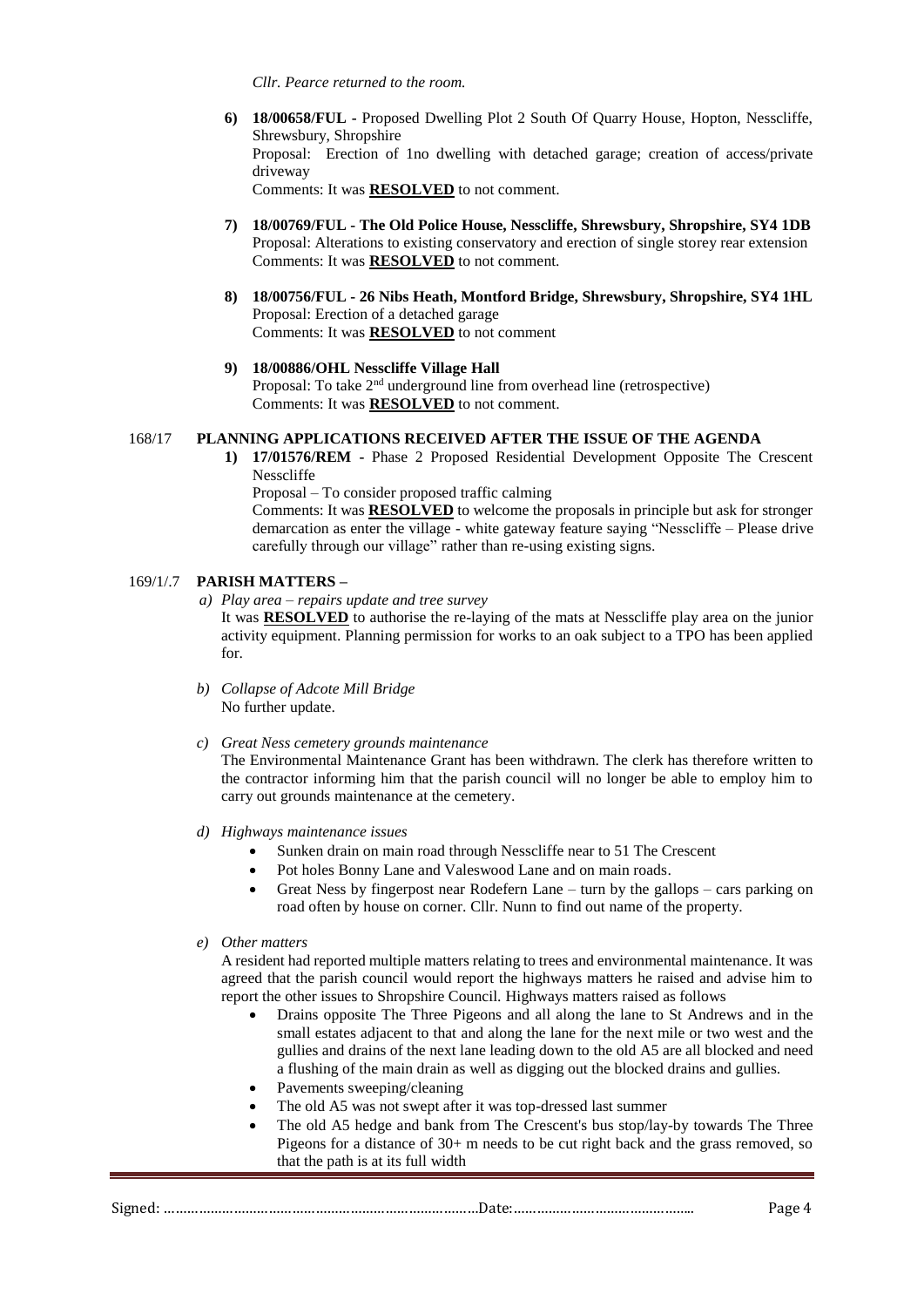*Cllr. Pearce returned to the room.*

6) **18/00658/FUL -** Proposed Dwelling Plot 2 South Of Quarry House, Hopton, Nesscliffe, Shrewsbury, Shropshire
   Proposal: Erection of 1no dwelling with detached garage; creation of access/private driveway
   Comments: It was **RESOLVED** to not comment.

7) **18/00769/FUL - The Old Police House, Nesscliffe, Shrewsbury, Shropshire, SY4 1DB**
   Proposal: Alterations to existing conservatory and erection of single storey rear extension
   Comments: It was **RESOLVED** to not comment.

8) **18/00756/FUL - 26 Nibs Heath, Montford Bridge, Shrewsbury, Shropshire, SY4 1HL**
   Proposal: Erection of a detached garage
   Comments: It was **RESOLVED** to not comment

9) **18/00886/OHL Nesscliffe Village Hall**
   Proposal: To take 2nd underground line from overhead line (retrospective)
   Comments: It was **RESOLVED** to not comment.

168/17 **PLANNING APPLICATIONS RECEIVED AFTER THE ISSUE OF THE AGENDA**

1) **17/01576/REM -** Phase 2 Proposed Residential Development Opposite The Crescent Nesscliffe
   Proposal – To consider proposed traffic calming
   Comments: It was **RESOLVED** to welcome the proposals in principle but ask for stronger demarcation as enter the village - white gateway feature saying "Nesscliffe – Please drive carefully through our village" rather than re-using existing signs.

169/1/.7 **PARISH MATTERS –**

a) *Play area – repairs update and tree survey*
   It was **RESOLVED** to authorise the re-laying of the mats at Nesscliffe play area on the junior activity equipment. Planning permission for works to an oak subject to a TPO has been applied for.

b) *Collapse of Adcote Mill Bridge*
   No further update.

c) *Great Ness cemetery grounds maintenance*
   The Environmental Maintenance Grant has been withdrawn. The clerk has therefore written to the contractor informing him that the parish council will no longer be able to employ him to carry out grounds maintenance at the cemetery.

d) *Highways maintenance issues*
   - Sunken drain on main road through Nesscliffe near to 51 The Crescent
   - Pot holes Bonny Lane and Valeswood Lane and on main roads.
   - Great Ness by fingerpost near Rodefern Lane – turn by the gallops – cars parking on road often by house on corner. Cllr. Nunn to find out name of the property.

e) *Other matters*
   A resident had reported multiple matters relating to trees and environmental maintenance. It was agreed that the parish council would report the highways matters he raised and advise him to report the other issues to Shropshire Council. Highways matters raised as follows
   - Drains opposite The Three Pigeons and all along the lane to St Andrews and in the small estates adjacent to that and along the lane for the next mile or two west and the gullies and drains of the next lane leading down to the old A5 are all blocked and need a flushing of the main drain as well as digging out the blocked drains and gullies.
   - Pavements sweeping/cleaning
   - The old A5 was not swept after it was top-dressed last summer
   - The old A5 hedge and bank from The Crescent's bus stop/lay-by towards The Three Pigeons for a distance of 30+ m needs to be cut right back and the grass removed, so that the path is at its full width

Signed: ……………………………………………………………………Date:………………………………………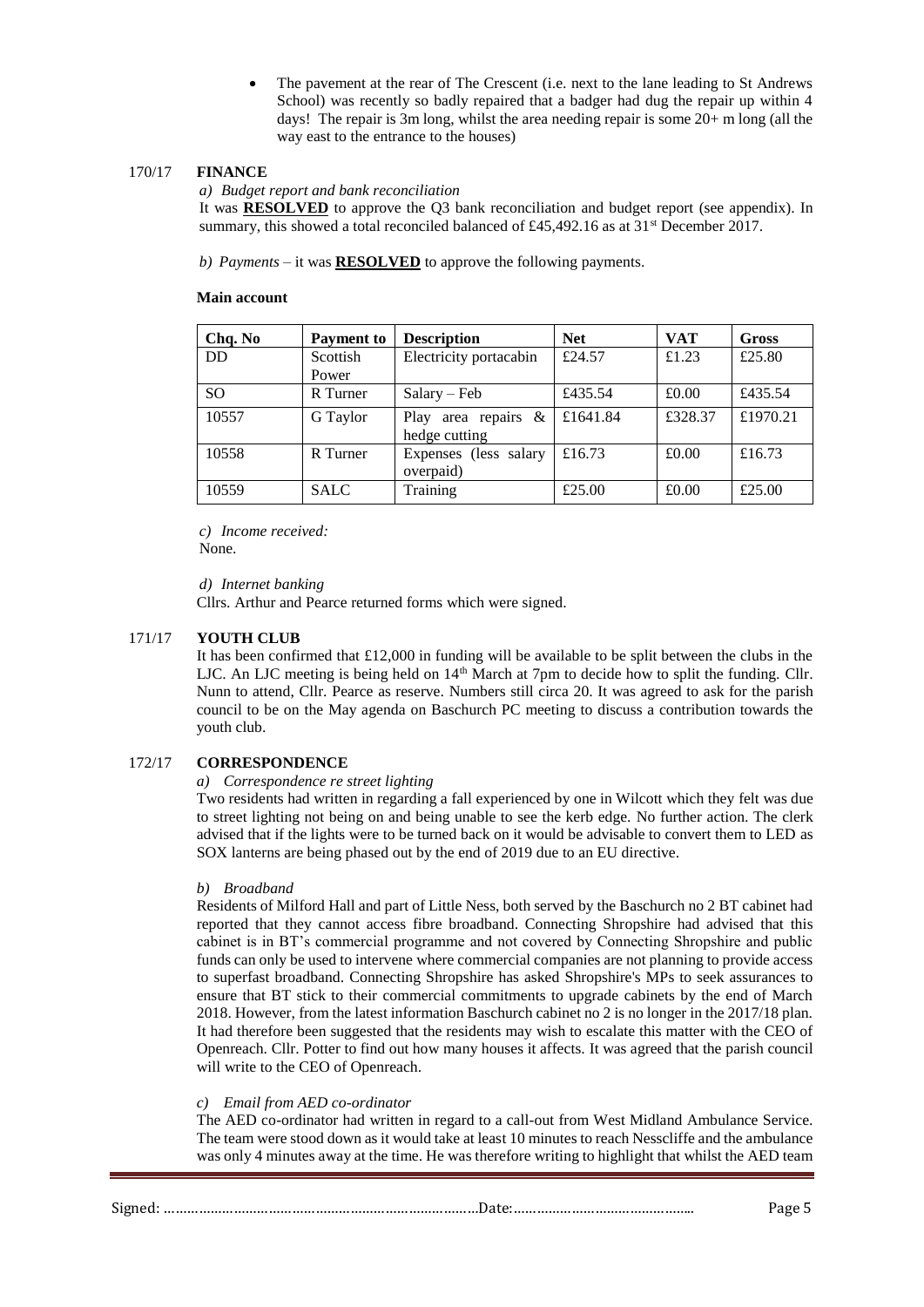- The pavement at the rear of The Crescent (i.e. next to the lane leading to St Andrews School) was recently so badly repaired that a badger had dug the repair up within 4 days! The repair is 3m long, whilst the area needing repair is some 20+ m long (all the way east to the entrance to the houses)

### 170/17 FINANCE

*a) Budget report and bank reconciliation*

It was **RESOLVED** to approve the Q3 bank reconciliation and budget report (see appendix). In summary, this showed a total reconciled balanced of £45,492.16 as at 31st December 2017.

*b) Payments* – it was **RESOLVED** to approve the following payments.

**Main account**

| Chq. No | Payment to | Description | Net | VAT | Gross |
|---|---|---|---|---|---|
| DD | Scottish Power | Electricity portacabin | £24.57 | £1.23 | £25.80 |
| SO | R Turner | Salary – Feb | £435.54 | £0.00 | £435.54 |
| 10557 | G Taylor | Play area repairs & hedge cutting | £1641.84 | £328.37 | £1970.21 |
| 10558 | R Turner | Expenses (less salary overpaid) | £16.73 | £0.00 | £16.73 |
| 10559 | SALC | Training | £25.00 | £0.00 | £25.00 |

*c) Income received:*
None.

*d) Internet banking*
Cllrs. Arthur and Pearce returned forms which were signed.

### 171/17 YOUTH CLUB

It has been confirmed that £12,000 in funding will be available to be split between the clubs in the LJC. An LJC meeting is being held on 14th March at 7pm to decide how to split the funding. Cllr. Nunn to attend, Cllr. Pearce as reserve. Numbers still circa 20. It was agreed to ask for the parish council to be on the May agenda on Baschurch PC meeting to discuss a contribution towards the youth club.

### 172/17 CORRESPONDENCE

*a) Correspondence re street lighting*

Two residents had written in regarding a fall experienced by one in Wilcott which they felt was due to street lighting not being on and being unable to see the kerb edge. No further action. The clerk advised that if the lights were to be turned back on it would be advisable to convert them to LED as SOX lanterns are being phased out by the end of 2019 due to an EU directive.

*b) Broadband*

Residents of Milford Hall and part of Little Ness, both served by the Baschurch no 2 BT cabinet had reported that they cannot access fibre broadband. Connecting Shropshire had advised that this cabinet is in BT's commercial programme and not covered by Connecting Shropshire and public funds can only be used to intervene where commercial companies are not planning to provide access to superfast broadband. Connecting Shropshire has asked Shropshire's MPs to seek assurances to ensure that BT stick to their commercial commitments to upgrade cabinets by the end of March 2018. However, from the latest information Baschurch cabinet no 2 is no longer in the 2017/18 plan. It had therefore been suggested that the residents may wish to escalate this matter with the CEO of Openreach. Cllr. Potter to find out how many houses it affects. It was agreed that the parish council will write to the CEO of Openreach.

*c) Email from AED co-ordinator*

The AED co-ordinator had written in regard to a call-out from West Midland Ambulance Service. The team were stood down as it would take at least 10 minutes to reach Nesscliffe and the ambulance was only 4 minutes away at the time. He was therefore writing to highlight that whilst the AED team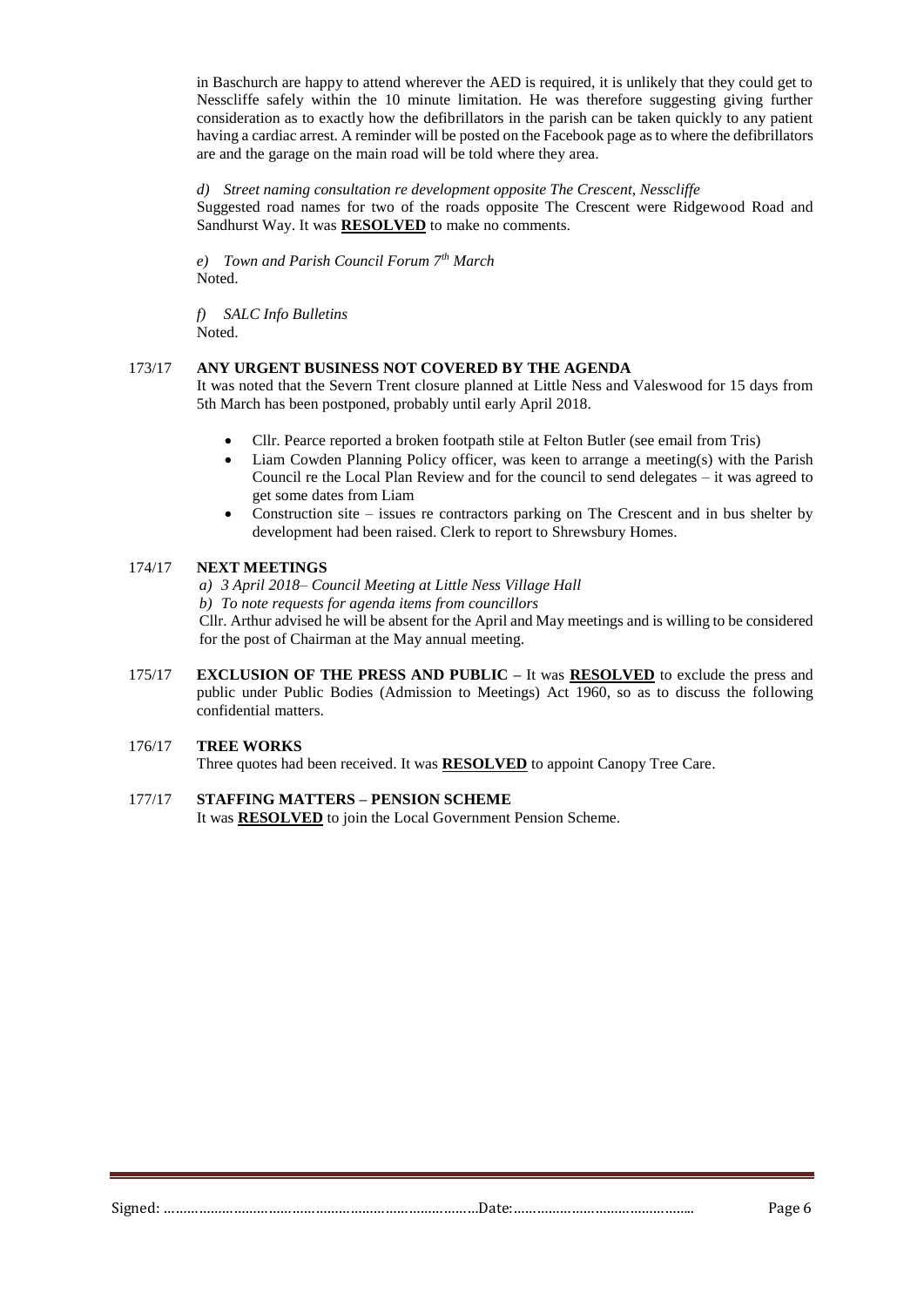in Baschurch are happy to attend wherever the AED is required, it is unlikely that they could get to Nesscliffe safely within the 10 minute limitation. He was therefore suggesting giving further consideration as to exactly how the defibrillators in the parish can be taken quickly to any patient having a cardiac arrest. A reminder will be posted on the Facebook page as to where the defibrillators are and the garage on the main road will be told where they area.

*d) Street naming consultation re development opposite The Crescent, Nesscliffe*

Suggested road names for two of the roads opposite The Crescent were Ridgewood Road and Sandhurst Way. It was **RESOLVED** to make no comments.

*e) Town and Parish Council Forum 7th March*

Noted.

*f) SALC Info Bulletins*

Noted.

**173/17 ANY URGENT BUSINESS NOT COVERED BY THE AGENDA**

It was noted that the Severn Trent closure planned at Little Ness and Valeswood for 15 days from 5th March has been postponed, probably until early April 2018.

- Cllr. Pearce reported a broken footpath stile at Felton Butler (see email from Tris)
- Liam Cowden Planning Policy officer, was keen to arrange a meeting(s) with the Parish Council re the Local Plan Review and for the council to send delegates – it was agreed to get some dates from Liam
- Construction site – issues re contractors parking on The Crescent and in bus shelter by development had been raised. Clerk to report to Shrewsbury Homes.

**174/17 NEXT MEETINGS**

*a) 3 April 2018– Council Meeting at Little Ness Village Hall*

*b) To note requests for agenda items from councillors*

Cllr. Arthur advised he will be absent for the April and May meetings and is willing to be considered for the post of Chairman at the May annual meeting.

**175/17 EXCLUSION OF THE PRESS AND PUBLIC –** It was **RESOLVED** to exclude the press and public under Public Bodies (Admission to Meetings) Act 1960, so as to discuss the following confidential matters.

**176/17 TREE WORKS**

Three quotes had been received. It was **RESOLVED** to appoint Canopy Tree Care.

**177/17 STAFFING MATTERS – PENSION SCHEME**

It was **RESOLVED** to join the Local Government Pension Scheme.

Signed: ……………………………………………………………………Date:………………………………………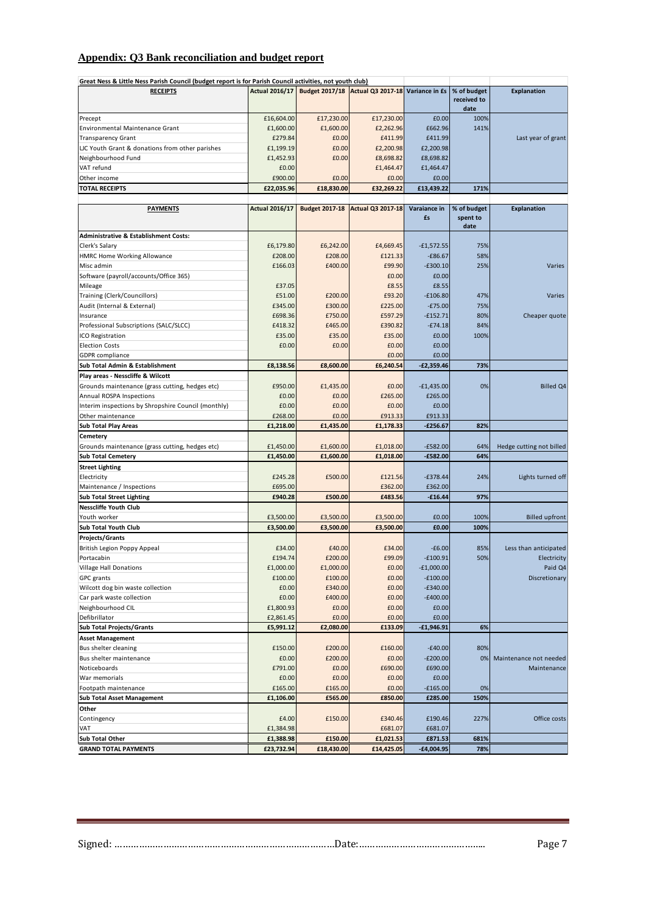## Appendix: Q3 Bank reconciliation and budget report

**Great Ness & Little Ness Parish Council (budget report is for Parish Council activities, not youth club)**

| RECEIPTS | Actual 2016/17 | Budget 2017/18 | Actual Q3 2017-18 | Variance in £s | % of budget received to date | Explanation |
|---|---|---|---|---|---|---|
| Precept | £16,604.00 | £17,230.00 | £17,230.00 | £0.00 | 100% | |
| Environmental Maintenance Grant | £1,600.00 | £1,600.00 | £2,262.96 | £662.96 | 141% | |
| Transparency Grant | £279.84 | £0.00 | £411.99 | £411.99 | | Last year of grant |
| LJC Youth Grant & donations from other parishes | £1,199.19 | £0.00 | £2,200.98 | £2,200.98 | | |
| Neighbourhood Fund | £1,452.93 | £0.00 | £8,698.82 | £8,698.82 | | |
| VAT refund | £0.00 | | £1,464.47 | £1,464.47 | | |
| Other income | £900.00 | £0.00 | £0.00 | £0.00 | | |
| **TOTAL RECEIPTS** | **£22,035.96** | **£18,830.00** | **£32,269.22** | **£13,439.22** | **171%** | |

| PAYMENTS | Actual 2016/17 | Budget 2017-18 | Actual Q3 2017-18 | Varaiance in £s | % of budget spent to date | Explanation |
|---|---|---|---|---|---|---|
| **Administrative & Establishment Costs:** | | | | | | |
| Clerk's Salary | £6,179.80 | £6,242.00 | £4,669.45 | -£1,572.55 | 75% | |
| HMRC Home Working Allowance | £208.00 | £208.00 | £121.33 | -£86.67 | 58% | |
| Misc admin | £166.03 | £400.00 | £99.90 | -£300.10 | 25% | Varies |
| Software (payroll/accounts/Office 365) | | | £0.00 | £0.00 | | |
| Mileage | £37.05 | | £8.55 | £8.55 | | |
| Training (Clerk/Councillors) | £51.00 | £200.00 | £93.20 | -£106.80 | 47% | Varies |
| Audit (Internal & External) | £345.00 | £300.00 | £225.00 | -£75.00 | 75% | |
| Insurance | £698.36 | £750.00 | £597.29 | -£152.71 | 80% | Cheaper quote |
| Professional Subscriptions (SALC/SLCC) | £418.32 | £465.00 | £390.82 | -£74.18 | 84% | |
| ICO Registration | £35.00 | £35.00 | £35.00 | £0.00 | 100% | |
| Election Costs | £0.00 | £0.00 | £0.00 | £0.00 | | |
| GDPR compliance | | | £0.00 | £0.00 | | |
| **Sub Total Admin & Establishment** | **£8,138.56** | **£8,600.00** | **£6,240.54** | **-£2,359.46** | **73%** | |
| **Play areas - Nesscliffe & Wilcott** | | | | | | |
| Grounds maintenance (grass cutting, hedges etc) | £950.00 | £1,435.00 | £0.00 | -£1,435.00 | 0% | Billed Q4 |
| Annual ROSPA Inspections | £0.00 | £0.00 | £265.00 | £265.00 | | |
| Interim inspections by Shropshire Council (monthly) | £0.00 | £0.00 | £0.00 | £0.00 | | |
| Other maintenance | £268.00 | £0.00 | £913.33 | £913.33 | | |
| **Sub Total Play Areas** | **£1,218.00** | **£1,435.00** | **£1,178.33** | **-£256.67** | **82%** | |
| **Cemetery** | | | | | | |
| Grounds maintenance (grass cutting, hedges etc) | £1,450.00 | £1,600.00 | £1,018.00 | -£582.00 | 64% | Hedge cutting not billed |
| **Sub Total Cemetery** | **£1,450.00** | **£1,600.00** | **£1,018.00** | **-£582.00** | **64%** | |
| **Street Lighting** | | | | | | |
| Electricity | £245.28 | £500.00 | £121.56 | -£378.44 | 24% | Lights turned off |
| Maintenance / Inspections | £695.00 | | £362.00 | £362.00 | | |
| **Sub Total Street Lighting** | **£940.28** | **£500.00** | **£483.56** | **-£16.44** | **97%** | |
| **Nesscliffe Youth Club** | | | | | | |
| Youth worker | £3,500.00 | £3,500.00 | £3,500.00 | £0.00 | 100% | Billed upfront |
| **Sub Total Youth Club** | **£3,500.00** | **£3,500.00** | **£3,500.00** | **£0.00** | **100%** | |
| **Projects/Grants** | | | | | | |
| British Legion Poppy Appeal | £34.00 | £40.00 | £34.00 | -£6.00 | 85% | Less than anticipated |
| Portacabin | £194.74 | £200.00 | £99.09 | -£100.91 | 50% | Electricity |
| Village Hall Donations | £1,000.00 | £1,000.00 | £0.00 | -£1,000.00 | | Paid Q4 |
| GPC grants | £100.00 | £100.00 | £0.00 | -£100.00 | | Discretionary |
| Wilcott dog bin waste collection | £0.00 | £340.00 | £0.00 | -£340.00 | | |
| Car park waste collection | £0.00 | £400.00 | £0.00 | -£400.00 | | |
| Neighbourhood CIL | £1,800.93 | £0.00 | £0.00 | £0.00 | | |
| Defibrillator | £2,861.45 | £0.00 | £0.00 | £0.00 | | |
| **Sub Total Projects/Grants** | **£5,991.12** | **£2,080.00** | **£133.09** | **-£1,946.91** | **6%** | |
| **Asset Management** | | | | | | |
| Bus shelter cleaning | £150.00 | £200.00 | £160.00 | -£40.00 | 80% | |
| Bus shelter maintenance | £0.00 | £200.00 | £0.00 | -£200.00 | 0% | Maintenance not needed |
| Noticeboards | £791.00 | £0.00 | £690.00 | £690.00 | | Maintenance |
| War memorials | £0.00 | £0.00 | £0.00 | £0.00 | | |
| Footpath maintenance | £165.00 | £165.00 | £0.00 | -£165.00 | 0% | |
| **Sub Total Asset Management** | **£1,106.00** | **£565.00** | **£850.00** | **£285.00** | **150%** | |
| **Other** | | | | | | |
| Contingency | £4.00 | £150.00 | £340.46 | £190.46 | 227% | Office costs |
| VAT | £1,384.98 | | £681.07 | £681.07 | | |
| **Sub Total Other** | **£1,388.98** | **£150.00** | **£1,021.53** | **£871.53** | **681%** | |
| **GRAND TOTAL PAYMENTS** | **£23,732.94** | **£18,430.00** | **£14,425.05** | **-£4,004.95** | **78%** | |

Signed: ……………………………………………………………………Date:……………………………………..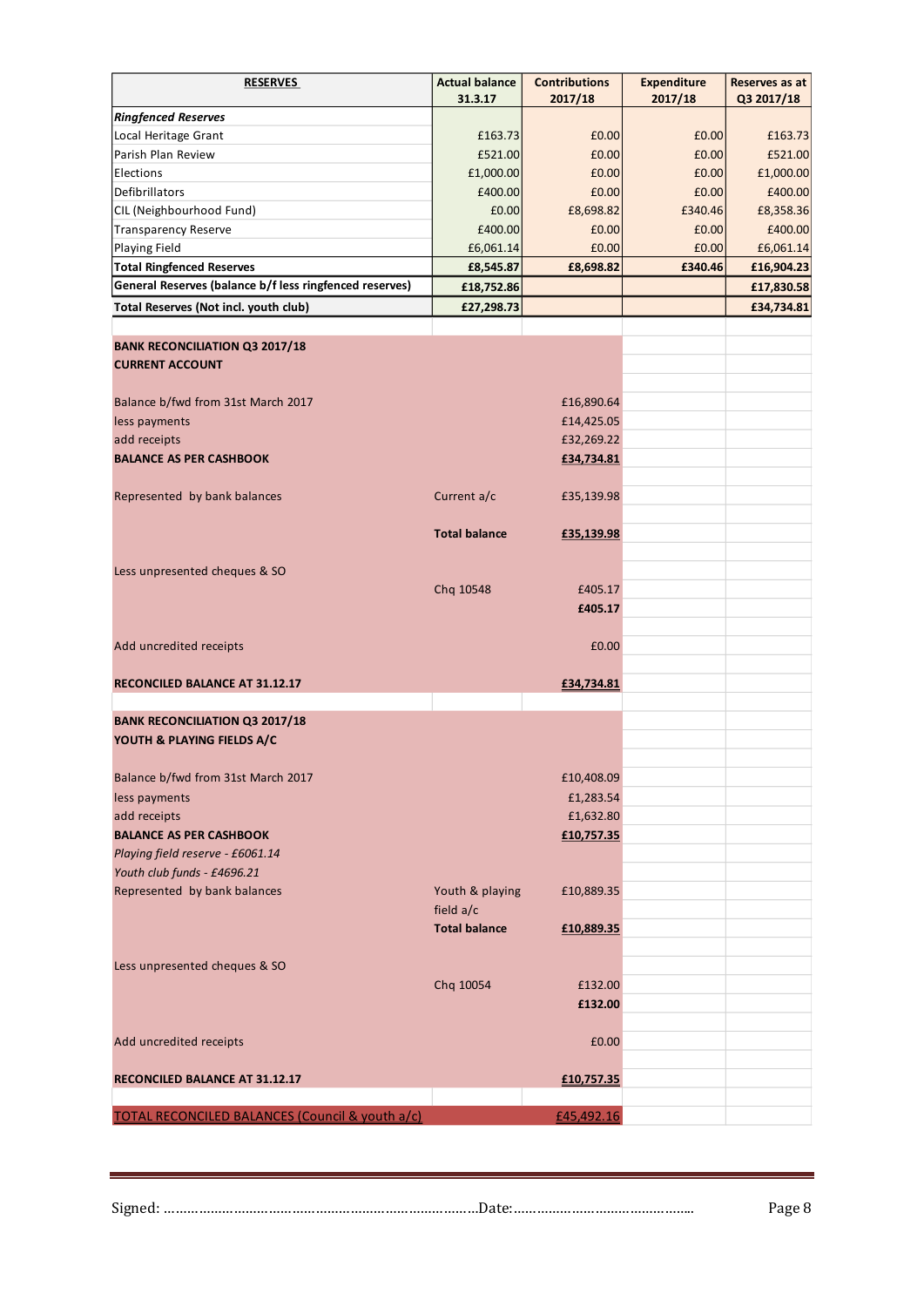| **RESERVES** | **Actual balance 31.3.17** | **Contributions 2017/18** | **Expenditure 2017/18** | **Reserves as at Q3 2017/18** |
|---|---|---|---|---|
| ***Ringfenced Reserves*** | | | | |
| Local Heritage Grant | £163.73 | £0.00 | £0.00 | £163.73 |
| Parish Plan Review | £521.00 | £0.00 | £0.00 | £521.00 |
| Elections | £1,000.00 | £0.00 | £0.00 | £1,000.00 |
| Defibrillators | £400.00 | £0.00 | £0.00 | £400.00 |
| CIL (Neighbourhood Fund) | £0.00 | £8,698.82 | £340.46 | £8,358.36 |
| Transparency Reserve | £400.00 | £0.00 | £0.00 | £400.00 |
| Playing Field | £6,061.14 | £0.00 | £0.00 | £6,061.14 |
| **Total Ringfenced Reserves** | **£8,545.87** | **£8,698.82** | **£340.46** | **£16,904.23** |
| **General Reserves (balance b/f less ringfenced reserves)** | **£18,752.86** | | | **£17,830.58** |
| **Total Reserves (Not incl. youth club)** | **£27,298.73** | | | **£34,734.81** |

**BANK RECONCILIATION Q3 2017/18**
**CURRENT ACCOUNT**

| | | |
|---|---|---|
| Balance b/fwd from 31st March 2017 | | £16,890.64 |
| less payments | | £14,425.05 |
| add receipts | | £32,269.22 |
| **BALANCE AS PER CASHBOOK** | | **£34,734.81** |
| Represented by bank balances | Current a/c | £35,139.98 |
| | **Total balance** | **£35,139.98** |
| Less unpresented cheques & SO | | |
| | Chq 10548 | £405.17 |
| | | **£405.17** |
| Add uncredited receipts | | £0.00 |
| **RECONCILED BALANCE AT 31.12.17** | | **£34,734.81** |

**BANK RECONCILIATION Q3 2017/18**
**YOUTH & PLAYING FIELDS A/C**

| | | |
|---|---|---|
| Balance b/fwd from 31st March 2017 | | £10,408.09 |
| less payments | | £1,283.54 |
| add receipts | | £1,632.80 |
| **BALANCE AS PER CASHBOOK** | | **£10,757.35** |
| *Playing field reserve - £6061.14* | | |
| *Youth club funds - £4696.21* | | |
| Represented by bank balances | Youth & playing field a/c | £10,889.35 |
| | **Total balance** | **£10,889.35** |
| Less unpresented cheques & SO | | |
| | Chq 10054 | £132.00 |
| | | **£132.00** |
| Add uncredited receipts | | £0.00 |
| **RECONCILED BALANCE AT 31.12.17** | | **£10,757.35** |
| TOTAL RECONCILED BALANCES (Council & youth a/c) | | £45,492.16 |

Signed: ……………………………………………………………………Date:………………………………………